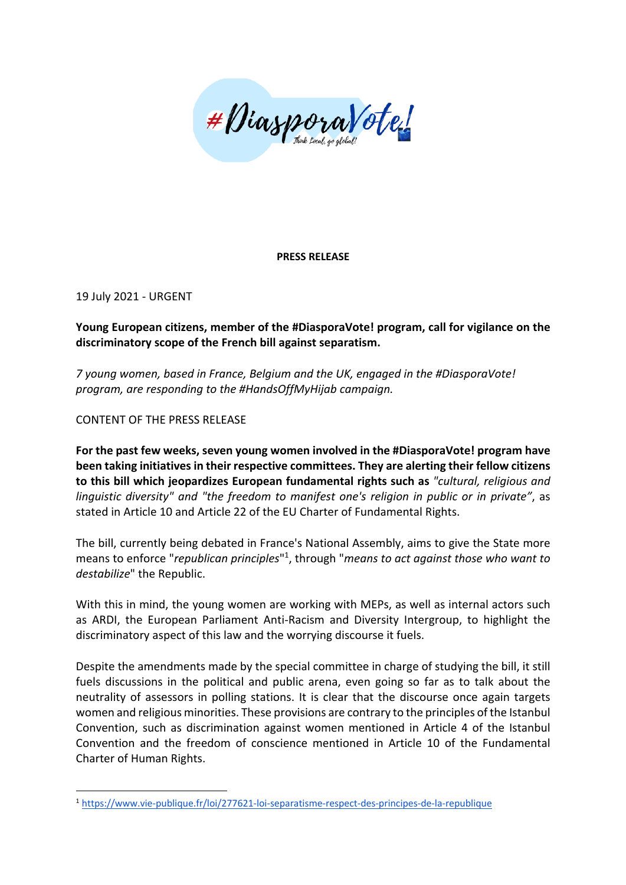#DiasporaVote! Think Local, go global!

**PRESS RELEASE**

19 July 2021 - URGENT

**Young European citizens, member of the #DiasporaVote! program, call for vigilance on the discriminatory scope of the French bill against separatism.**

*7 young women, based in France, Belgium and the UK, engaged in the #DiasporaVote! program, are responding to the #HandsOffMyHijab campaign.*

CONTENT OF THE PRESS RELEASE

**For the past few weeks, seven young women involved in the #DiasporaVote! program have been taking initiatives in their respective committees. They are alerting their fellow citizens to this bill which jeopardizes European fundamental rights such as** *"cultural, religious and linguistic diversity" and "the freedom to manifest one's religion in public or in private"*, as stated in Article 10 and Article 22 of the EU Charter of Fundamental Rights.

The bill, currently being debated in France's National Assembly, aims to give the State more means to enforce "*republican principles*"[1], through "*means to act against those who want to destabilize*" the Republic.

With this in mind, the young women are working with MEPs, as well as internal actors such as ARDI, the European Parliament Anti-Racism and Diversity Intergroup, to highlight the discriminatory aspect of this law and the worrying discourse it fuels.

Despite the amendments made by the special committee in charge of studying the bill, it still fuels discussions in the political and public arena, even going so far as to talk about the neutrality of assessors in polling stations. It is clear that the discourse once again targets women and religious minorities. These provisions are contrary to the principles of the Istanbul Convention, such as discrimination against women mentioned in Article 4 of the Istanbul Convention and the freedom of conscience mentioned in Article 10 of the Fundamental Charter of Human Rights.

---

[1] https://www.vie-publique.fr/loi/277621-loi-separatisme-respect-des-principes-de-la-republique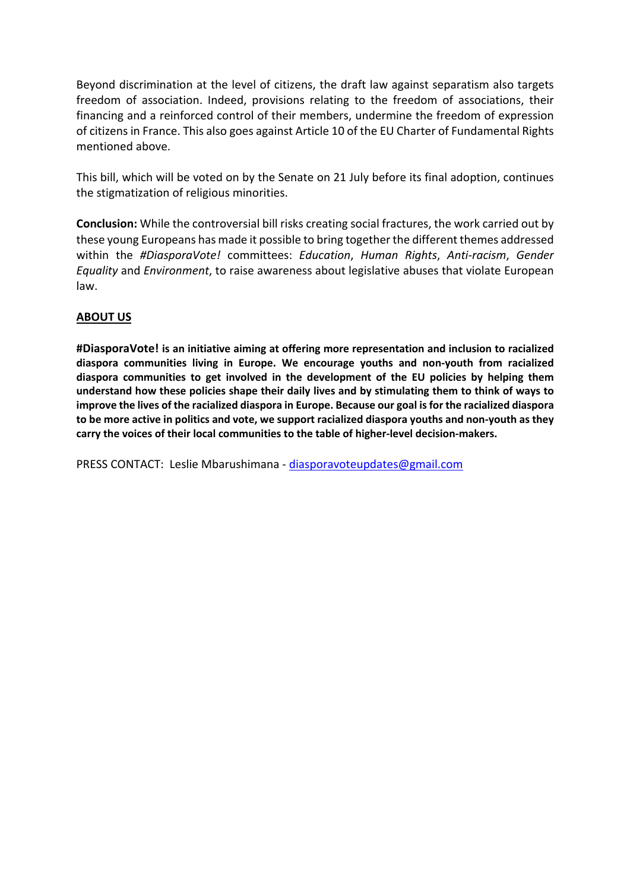Beyond discrimination at the level of citizens, the draft law against separatism also targets freedom of association. Indeed, provisions relating to the freedom of associations, their financing and a reinforced control of their members, undermine the freedom of expression of citizens in France. This also goes against Article 10 of the EU Charter of Fundamental Rights mentioned above.

This bill, which will be voted on by the Senate on 21 July before its final adoption, continues the stigmatization of religious minorities.

**Conclusion:** While the controversial bill risks creating social fractures, the work carried out by these young Europeans has made it possible to bring together the different themes addressed within the *#DiasporaVote!* committees: *Education*, *Human Rights*, *Anti-racism*, *Gender Equality* and *Environment*, to raise awareness about legislative abuses that violate European law.

## ABOUT US

**#DiasporaVote! is an initiative aiming at offering more representation and inclusion to racialized diaspora communities living in Europe. We encourage youths and non-youth from racialized diaspora communities to get involved in the development of the EU policies by helping them understand how these policies shape their daily lives and by stimulating them to think of ways to improve the lives of the racialized diaspora in Europe. Because our goal is for the racialized diaspora to be more active in politics and vote, we support racialized diaspora youths and non-youth as they carry the voices of their local communities to the table of higher-level decision-makers.**

PRESS CONTACT: Leslie Mbarushimana - diasporavoteupdates@gmail.com